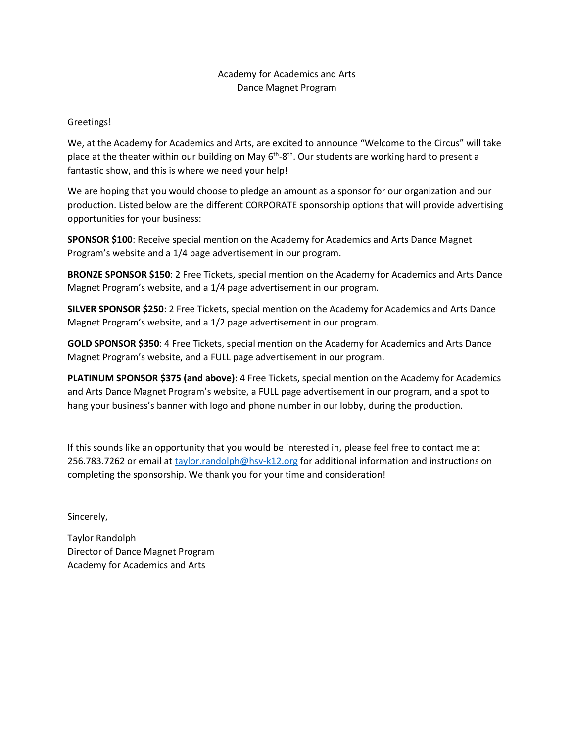Academy for Academics and Arts
Dance Magnet Program

Greetings!

We, at the Academy for Academics and Arts, are excited to announce "Welcome to the Circus" will take place at the theater within our building on May 6th-8th. Our students are working hard to present a fantastic show, and this is where we need your help!

We are hoping that you would choose to pledge an amount as a sponsor for our organization and our production. Listed below are the different CORPORATE sponsorship options that will provide advertising opportunities for your business:

**SPONSOR $100**: Receive special mention on the Academy for Academics and Arts Dance Magnet Program's website and a 1/4 page advertisement in our program.

**BRONZE SPONSOR $150**: 2 Free Tickets, special mention on the Academy for Academics and Arts Dance Magnet Program's website, and a 1/4 page advertisement in our program.

**SILVER SPONSOR $250**: 2 Free Tickets, special mention on the Academy for Academics and Arts Dance Magnet Program's website, and a 1/2 page advertisement in our program.

**GOLD SPONSOR $350**: 4 Free Tickets, special mention on the Academy for Academics and Arts Dance Magnet Program's website, and a FULL page advertisement in our program.

**PLATINUM SPONSOR $375 (and above)**: 4 Free Tickets, special mention on the Academy for Academics and Arts Dance Magnet Program's website, a FULL page advertisement in our program, and a spot to hang your business's banner with logo and phone number in our lobby, during the production.

If this sounds like an opportunity that you would be interested in, please feel free to contact me at 256.783.7262 or email at taylor.randolph@hsv-k12.org for additional information and instructions on completing the sponsorship. We thank you for your time and consideration!

Sincerely,

Taylor Randolph
Director of Dance Magnet Program
Academy for Academics and Arts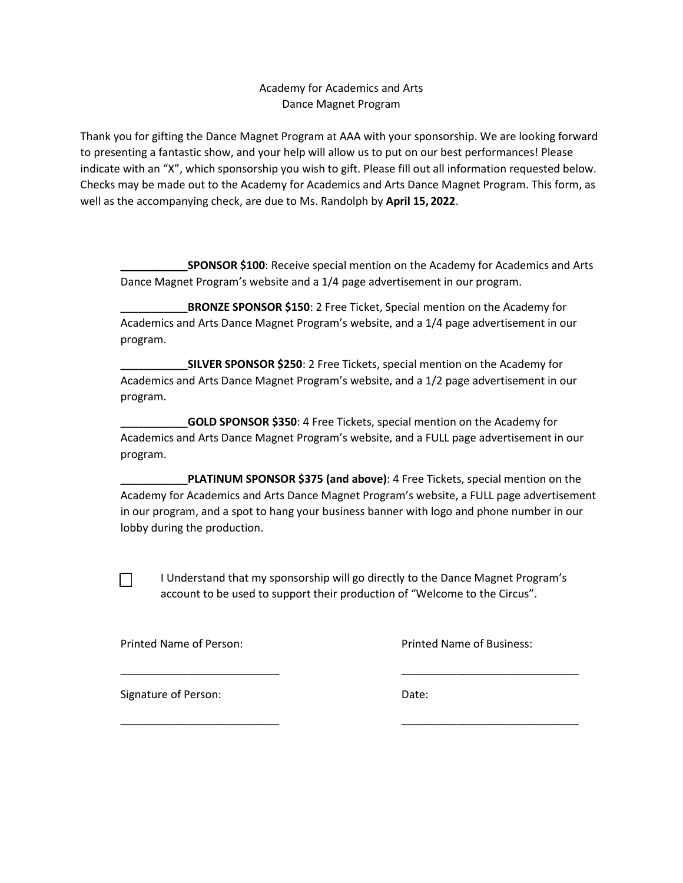Academy for Academics and Arts
Dance Magnet Program

Thank you for gifting the Dance Magnet Program at AAA with your sponsorship. We are looking forward to presenting a fantastic show, and your help will allow us to put on our best performances! Please indicate with an "X", which sponsorship you wish to gift. Please fill out all information requested below. Checks may be made out to the Academy for Academics and Arts Dance Magnet Program. This form, as well as the accompanying check, are due to Ms. Randolph by **April 15, 2022**.

___________**SPONSOR $100**: Receive special mention on the Academy for Academics and Arts Dance Magnet Program's website and a 1/4 page advertisement in our program.

___________**BRONZE SPONSOR $150**: 2 Free Ticket, Special mention on the Academy for Academics and Arts Dance Magnet Program's website, and a 1/4 page advertisement in our program.

___________**SILVER SPONSOR $250**: 2 Free Tickets, special mention on the Academy for Academics and Arts Dance Magnet Program's website, and a 1/2 page advertisement in our program.

___________**GOLD SPONSOR $350**: 4 Free Tickets, special mention on the Academy for Academics and Arts Dance Magnet Program's website, and a FULL page advertisement in our program.

___________**PLATINUM SPONSOR $375 (and above)**: 4 Free Tickets, special mention on the Academy for Academics and Arts Dance Magnet Program's website, a FULL page advertisement in our program, and a spot to hang your business banner with logo and phone number in our lobby during the production.

☐ I Understand that my sponsorship will go directly to the Dance Magnet Program's account to be used to support their production of "Welcome to the Circus".

Printed Name of Person: ___________________________

Printed Name of Business: ______________________________

Signature of Person: ___________________________

Date: ______________________________